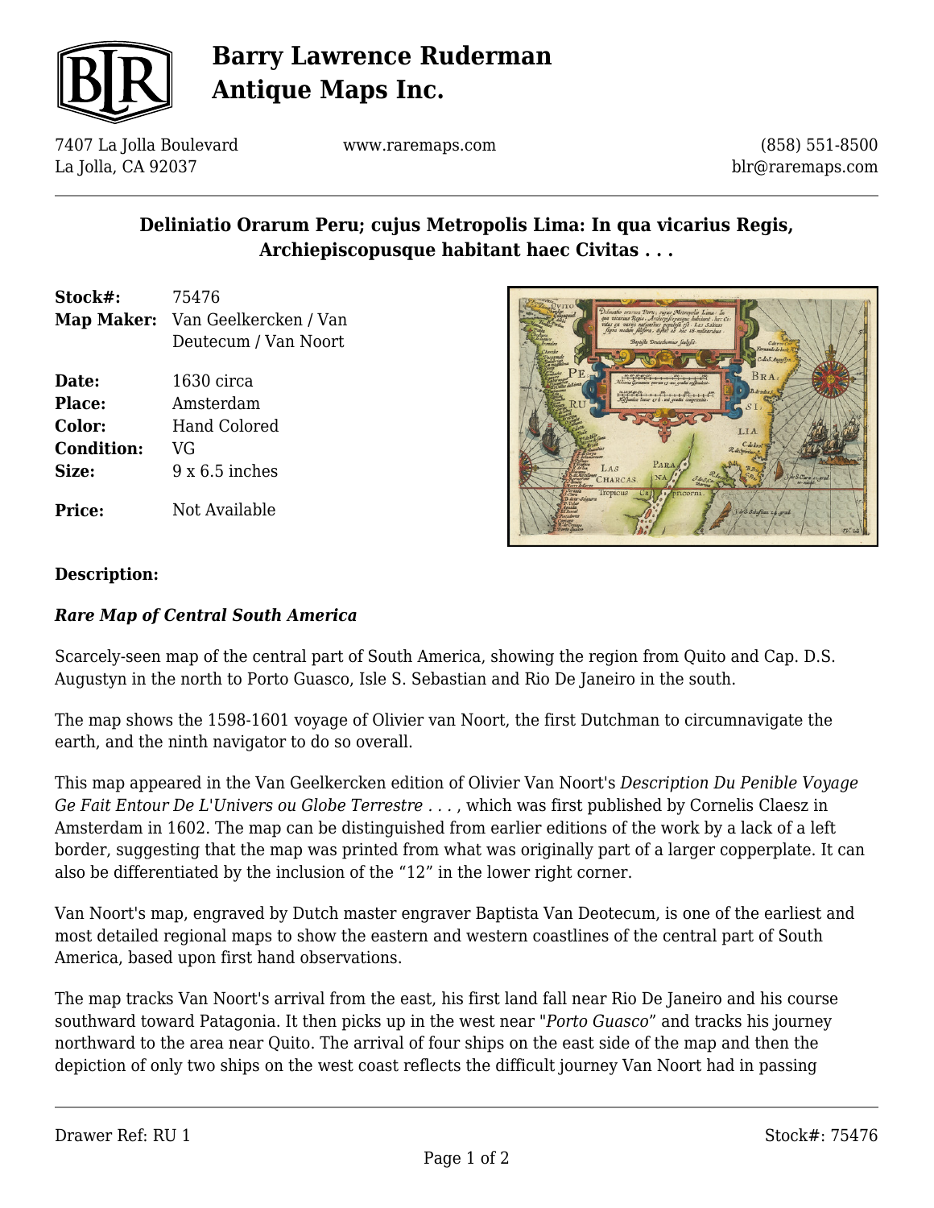# Barry Lawrence Ruderman Antique Maps Inc.

7407 La Jolla Boulevard
La Jolla, CA 92037

www.raremaps.com

(858) 551-8500
blr@raremaps.com

## Deliniatio Orarum Peru; cujus Metropolis Lima: In qua vicarius Regis, Archiepiscopusque habitant haec Civitas . . .

| | |
|---|---|
| **Stock#:** | 75476 |
| **Map Maker:** | Van Geelkercken / Van Deutecum / Van Noort |
| **Date:** | 1630 circa |
| **Place:** | Amsterdam |
| **Color:** | Hand Colored |
| **Condition:** | VG |
| **Size:** | 9 x 6.5 inches |
| **Price:** | Not Available |

### Description:

***Rare Map of Central South America***

Scarcely-seen map of the central part of South America, showing the region from Quito and Cap. D.S. Augustyn in the north to Porto Guasco, Isle S. Sebastian and Rio De Janeiro in the south.

The map shows the 1598-1601 voyage of Olivier van Noort, the first Dutchman to circumnavigate the earth, and the ninth navigator to do so overall.

This map appeared in the Van Geelkercken edition of Olivier Van Noort's *Description Du Penible Voyage Ge Fait Entour De L'Univers ou Globe Terrestre . . .* , which was first published by Cornelis Claesz in Amsterdam in 1602. The map can be distinguished from earlier editions of the work by a lack of a left border, suggesting that the map was printed from what was originally part of a larger copperplate. It can also be differentiated by the inclusion of the "12" in the lower right corner.

Van Noort's map, engraved by Dutch master engraver Baptista Van Deotecum, is one of the earliest and most detailed regional maps to show the eastern and western coastlines of the central part of South America, based upon first hand observations.

The map tracks Van Noort's arrival from the east, his first land fall near Rio De Janeiro and his course southward toward Patagonia. It then picks up in the west near "*Porto Guasco*" and tracks his journey northward to the area near Quito. The arrival of four ships on the east side of the map and then the depiction of only two ships on the west coast reflects the difficult journey Van Noort had in passing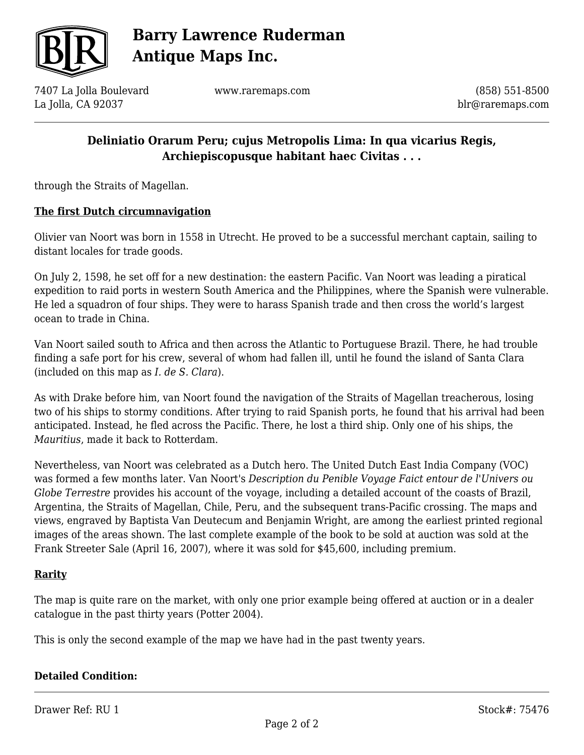## Deliniatio Orarum Peru; cujus Metropolis Lima: In qua vicarius Regis, Archiepiscopusque habitant haec Civitas . . .

through the Straits of Magellan.

**The first Dutch circumnavigation**

Olivier van Noort was born in 1558 in Utrecht. He proved to be a successful merchant captain, sailing to distant locales for trade goods.

On July 2, 1598, he set off for a new destination: the eastern Pacific. Van Noort was leading a piratical expedition to raid ports in western South America and the Philippines, where the Spanish were vulnerable. He led a squadron of four ships. They were to harass Spanish trade and then cross the world's largest ocean to trade in China.

Van Noort sailed south to Africa and then across the Atlantic to Portuguese Brazil. There, he had trouble finding a safe port for his crew, several of whom had fallen ill, until he found the island of Santa Clara (included on this map as *I. de S. Clara*).

As with Drake before him, van Noort found the navigation of the Straits of Magellan treacherous, losing two of his ships to stormy conditions. After trying to raid Spanish ports, he found that his arrival had been anticipated. Instead, he fled across the Pacific. There, he lost a third ship. Only one of his ships, the *Mauritius*, made it back to Rotterdam.

Nevertheless, van Noort was celebrated as a Dutch hero. The United Dutch East India Company (VOC) was formed a few months later. Van Noort's *Description du Penible Voyage Faict entour de l'Univers ou Globe Terrestre* provides his account of the voyage, including a detailed account of the coasts of Brazil, Argentina, the Straits of Magellan, Chile, Peru, and the subsequent trans-Pacific crossing. The maps and views, engraved by Baptista Van Deutecum and Benjamin Wright, are among the earliest printed regional images of the areas shown. The last complete example of the book to be sold at auction was sold at the Frank Streeter Sale (April 16, 2007), where it was sold for $45,600, including premium.

**Rarity**

The map is quite rare on the market, with only one prior example being offered at auction or in a dealer catalogue in the past thirty years (Potter 2004).

This is only the second example of the map we have had in the past twenty years.

**Detailed Condition:**